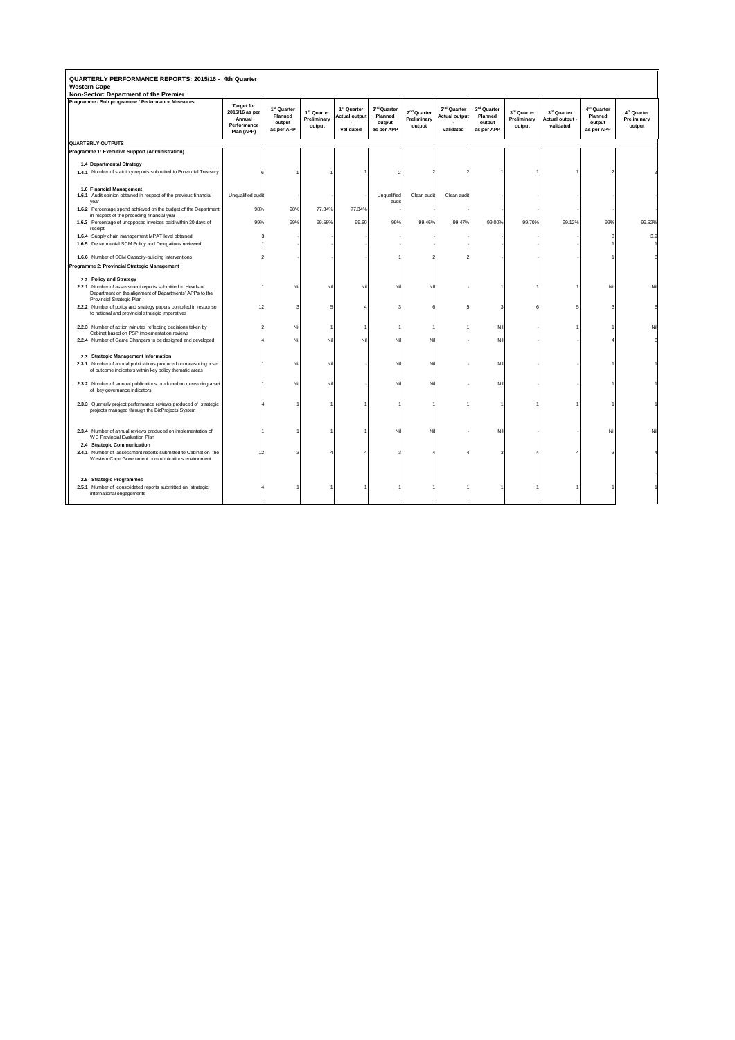# QUARTERLY PERFORMANCE REPORTS: 2015/16 - 4th Quarter

**Western Cape**

**Non-Sector: Department of the Premier**

| Programme / Sub programme / Performance Measures | Target for 2015/16 as per Annual Performance Plan (APP) | 1st Quarter Planned output as per APP | 1st Quarter Preliminary output | 1st Quarter Actual output - validated | 2nd Quarter Planned output as per APP | 2nd Quarter Preliminary output | 2nd Quarter Actual output - validated | 3rd Quarter Planned output as per APP | 3rd Quarter Preliminary output | 3rd Quarter Actual output - validated | 4th Quarter Planned output as per APP | 4th Quarter Preliminary output |
|---|---|---|---|---|---|---|---|---|---|---|---|---|
| **QUARTERLY OUTPUTS** | | | | | | | | | | | | |
| **Programme 1: Executive Support (Administration)** | | | | | | | | | | | | |
| **1.4 Departmental Strategy** | | | | | | | | | | | | |
| **1.4.1** Number of statutory reports submitted to Provincial Treasury | 6 | 1 | 1 | 1 | 2 | 2 | 2 | 1 | 1 | 1 | 2 | 2 |
| **1.6 Financial Management** | | | | | | | | | | | | |
| **1.6.1** Audit opinion obtained in respect of the previous financial year | Unqualified audit | - | - | - | Unqualified audit | Clean audit | Clean audit | - | - | - | - | - |
| **1.6.2** Percentage spend achieved on the budget of the Department in respect of the preceding financial year | 98% | 98% | 77.34% | 77.34% | - | - | - | - | - | - | - | - |
| **1.6.3** Percentage of unopposed invoices paid within 30 days of receipt | 99% | 99% | 99.58% | 99.60 | 99% | 99.46% | 99.47% | 99.00% | 99.70% | 99.12% | 99% | 99.52% |
| **1.6.4** Supply chain management MPAT level obtained | 3 | - | - | - | - | - | - | - | - | - | 3 | 3.9 |
| **1.6.5** Departmental SCM Policy and Delegations reviewed | 1 | - | - | - | - | - | - | - | - | - | 1 | 1 |
| **1.6.6** Number of SCM Capacity-building Interventions | 2 | - | - | - | 1 | 2 | 2 | - | - | - | 1 | 6 |
| **Programme 2: Provincial Strategic Management** | | | | | | | | | | | | |
| **2.2 Policy and Strategy** | | | | | | | | | | | | |
| **2.2.1** Number of assessment reports submitted to Heads of Department on the alignment of Departments' APPs to the Provincial Strategic Plan | 1 | Nil | Nil | Nil | Nil | Nil | - | 1 | 1 | 1 | Nil | Nil |
| **2.2.2** Number of policy and strategy papers compiled in response to national and provincial strategic imperatives | 12 | 3 | 5 | 4 | 3 | 6 | 5 | 3 | 6 | 5 | 3 | 6 |
| **2.2.3** Number of action minutes reflecting decisions taken by Cabinet based on PSP implementation reviews | 2 | Nil | 1 | 1 | 1 | 1 | 1 | Nil | - | 1 | 1 | Nil |
| **2.2.4** Number of Game Changers to be designed and developed | 4 | Nil | Nil | Nil | Nil | Nil | - | Nil | - | - | 4 | 6 |
| **2.3 Strategic Management Information** | | | | | | | | | | | | |
| **2.3.1** Number of annual publications produced on measuring a set of outcome indicators within key policy thematic areas | 1 | Nil | Nil | - | Nil | Nil | - | Nil | - | - | 1 | 1 |
| **2.3.2** Number of annual publications produced on measuring a set of key governance indicators | 1 | Nil | Nil | - | Nil | Nil | - | Nil | - | - | 1 | 1 |
| **2.3.3** Quarterly project performance reviews produced of strategic projects managed through the BizProjects System | 4 | 1 | 1 | 1 | 1 | 1 | 1 | 1 | 1 | 1 | 1 | 1 |
| **2.3.4** Number of annual reviews produced on implementation of WC Provincial Evaluation Plan | 1 | 1 | 1 | 1 | Nil | Nil | - | Nil | - | - | Nil | Nil |
| **2.4 Strategic Communication** | | | | | | | | | | | | |
| **2.4.1** Number of assessment reports submitted to Cabinet on the Western Cape Government communications environment | 12 | 3 | 4 | 4 | 3 | 4 | 4 | 3 | 4 | 4 | 3 | 4 |
| **2.5 Strategic Programmes** | | | | | | | | | | | | |
| **2.5.1** Number of consolidated reports submitted on strategic international engagements | 4 | 1 | 1 | 1 | 1 | 1 | 1 | 1 | 1 | 1 | 1 | 1 |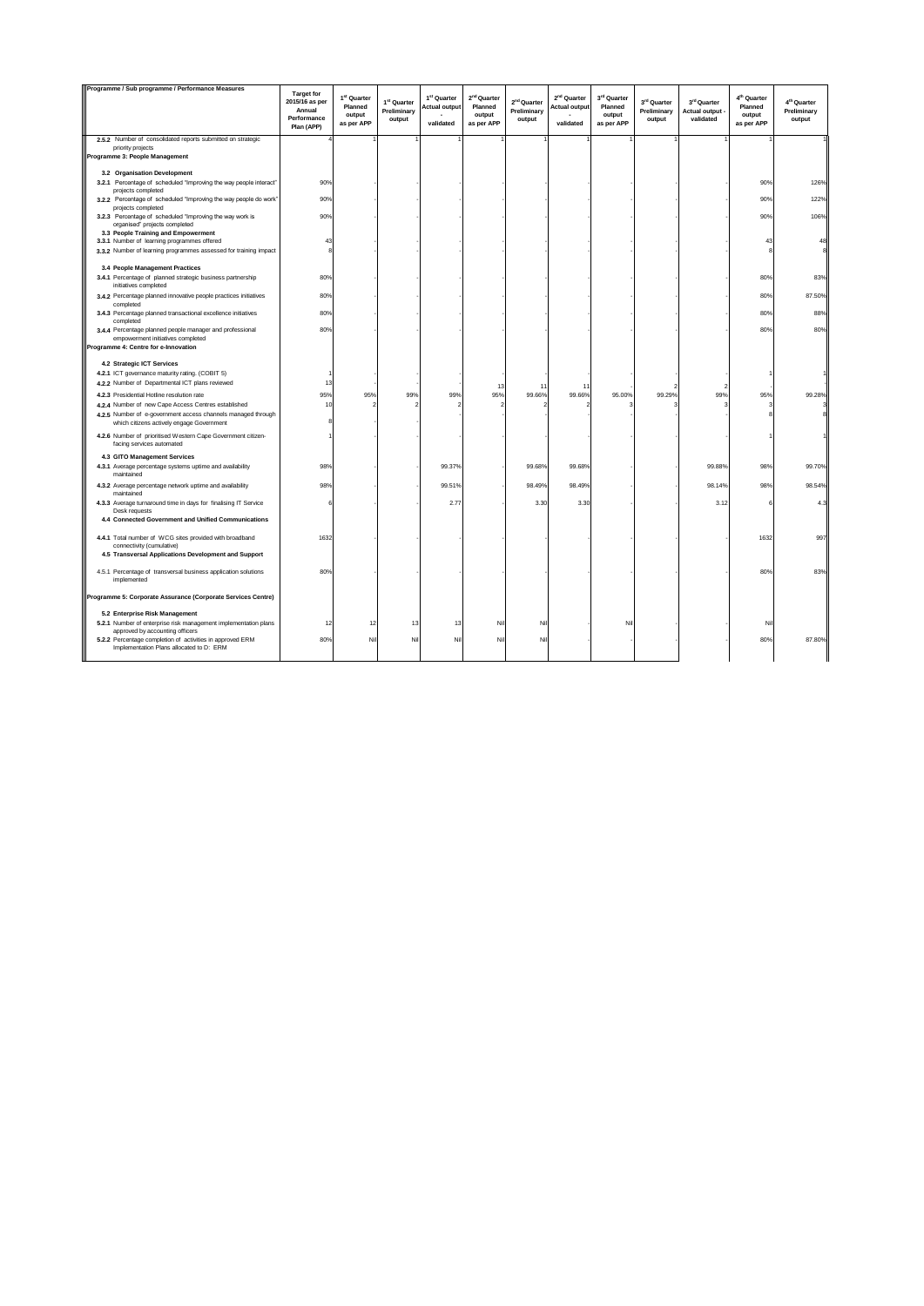| Programme / Sub programme / Performance Measures | Target for 2015/16 as per Annual Performance Plan (APP) | 1st Quarter Planned output as per APP | 1st Quarter Preliminary output | 1st Quarter Actual output - validated | 2nd Quarter Planned output as per APP | 2nd Quarter Preliminary output | 2nd Quarter Actual output - validated | 3rd Quarter Planned output as per APP | 3rd Quarter Preliminary output | 3rd Quarter Actual output - validated | 4th Quarter Planned output as per APP | 4th Quarter Preliminary output |
|---|---|---|---|---|---|---|---|---|---|---|---|---|
| **2.5.2** Number of consolidated reports submitted on strategic priority projects | 4 | 1 | 1 | 1 | 1 | 1 | 1 | 1 | 1 | 1 | 1 | 1 |
| **Programme 3: People Management** | | | | | | | | | | | | |
| **3.2 Organisation Development** | | | | | | | | | | | | |
| **3.2.1** Percentage of scheduled "Improving the way people interact" projects completed | 90% | - | - | - | - | - | - | - | - | - | 90% | 126% |
| **3.2.2** Percentage of scheduled "Improving the way people do work" projects completed | 90% | - | - | - | - | - | - | - | - | - | 90% | 122% |
| **3.2.3** Percentage of scheduled "Improving the way work is organised" projects completed | 90% | - | - | - | - | - | - | - | - | - | 90% | 106% |
| **3.3 People Training and Empowerment** | | | | | | | | | | | | |
| **3.3.1** Number of learning programmes offered | 43 | - | - | - | - | - | - | - | - | - | 43 | 48 |
| **3.3.2** Number of learning programmes assessed for training impact | 8 | - | - | - | - | - | - | - | - | - | 8 | 8 |
| **3.4 People Management Practices** | | | | | | | | | | | | |
| **3.4.1** Percentage of planned strategic business partnership initiatives completed | 80% | - | - | - | - | - | - | - | - | - | 80% | 83% |
| **3.4.2** Percentage planned innovative people practices initiatives completed | 80% | - | - | - | - | - | - | - | - | - | 80% | 87.50% |
| **3.4.3** Percentage planned transactional excellence initiatives completed | 80% | - | - | - | - | - | - | - | - | - | 80% | 88% |
| **3.4.4** Percentage planned people manager and professional empowerment initiatives completed | 80% | - | - | - | - | - | - | - | - | - | 80% | 80% |
| **Programme 4: Centre for e-Innovation** | | | | | | | | | | | | |
| **4.2 Strategic ICT Services** | | | | | | | | | | | | |
| **4.2.1** ICT governance maturity rating. (COBIT 5) | 1 | - | - | - | - | - | - | - | - | - | 1 | 1 |
| **4.2.2** Number of Departmental ICT plans reviewed | 13 | - | - | - | 13 | 11 | 11 | - | 2 | 2 | - | - |
| **4.2.3** Presidential Hotline resolution rate | 95% | 95% | 99% | 99% | 95% | 99.66% | 99.66% | 95.00% | 99.29% | 99% | 95% | 99.28% |
| **4.2.4** Number of new Cape Access Centres established | 10 | 2 | 2 | 2 | 2 | 2 | 2 | 3 | 3 | 3 | 3 | 3 |
| **4.2.5** Number of e-government access channels managed through which citizens actively engage Government | 8 | - | - | - | - | - | - | - | - | - | 8 | 8 |
| **4.2.6** Number of prioritised Western Cape Government citizen-facing services automated | 1 | - | - | - | - | - | - | - | - | - | 1 | 1 |
| **4.3 GITO Management Services** | | | | | | | | | | | | |
| **4.3.1** Average percentage systems uptime and availability maintained | 98% | - | - | 99.37% | - | 99.68% | 99.68% | - | - | 99.88% | 98% | 99.70% |
| **4.3.2** Average percentage network uptime and availability maintained | 98% | - | - | 99.51% | - | 98.49% | 98.49% | - | - | 98.14% | 98% | 98.54% |
| **4.3.3** Average turnaround time in days for finalising IT Service Desk requests | 6 | - | - | 2.77 | - | 3.30 | 3.30 | - | - | 3.12 | 6 | 4.3 |
| **4.4 Connected Government and Unified Communications** | | | | | | | | | | | | |
| **4.4.1** Total number of WCG sites provided with broadband connectivity (cumulative) | 1632 | - | - | - | - | - | - | - | - | - | 1632 | 997 |
| **4.5 Transversal Applications Development and Support** | | | | | | | | | | | | |
| 4.5.1 Percentage of transversal business application solutions implemented | 80% | - | - | - | - | - | - | - | - | - | 80% | 83% |
| **Programme 5: Corporate Assurance (Corporate Services Centre)** | | | | | | | | | | | | |
| **5.2 Enterprise Risk Management** | | | | | | | | | | | | |
| **5.2.1** Number of enterprise risk management implementation plans approved by accounting officers | 12 | 12 | 13 | 13 | Nil | Nil | - | Nil | - | - | Nil | |
| **5.2.2** Percentage completion of activities in approved ERM Implementation Plans allocated to D: ERM | 80% | Nil | Nil | Nil | Nil | Nil | - | - | - | - | 80% | 87.80% |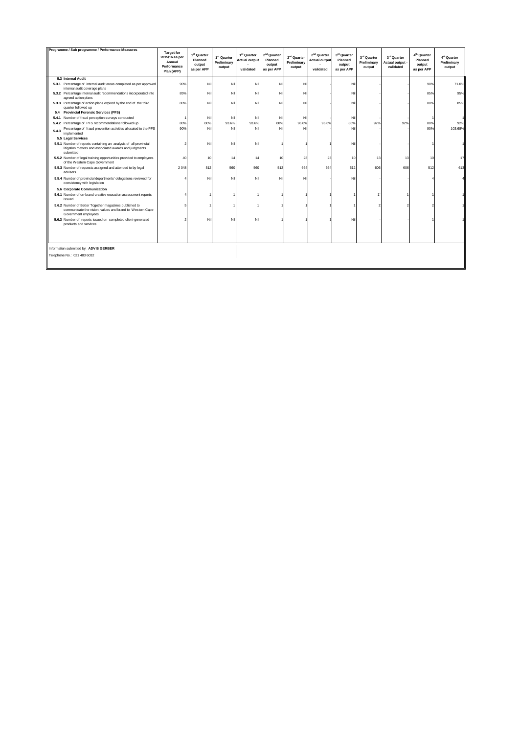| Programme / Sub programme / Performance Measures | Target for 2015/16 as per Annual Performance Plan (APP) | 1st Quarter Planned output as per APP | 1st Quarter Preliminary output | 1st Quarter Actual output - validated | 2nd Quarter Planned output as per APP | 2nd Quarter Preliminary output | 2nd Quarter Actual output - validated | 3rd Quarter Planned output as per APP | 3rd Quarter Preliminary output | 3rd Quarter Actual output - validated | 4th Quarter Planned output as per APP | 4th Quarter Preliminary output |
|---|---|---|---|---|---|---|---|---|---|---|---|---|
| **5.3 Internal Audit** | | | | | | | | | | | | |
| **5.3.1** Percentage of internal audit areas completed as per approved internal audit coverage plans | 90% | Nil | Nil | Nil | Nil | Nil | - | Nil | - | - | 90% | 71.0% |
| **5.3.2** Percentage internal audit recommendations incorporated into agreed action plans | 85% | Nil | Nil | Nil | Nil | Nil | - | Nil | - | - | 85% | 95% |
| **5.3.3** Percentage of action plans expired by the end of the third quarter followed up | 80% | Nil | Nil | Nil | Nil | Nil | - | Nil | - | - | 80% | 85% |
| **5.4 Provincial Forensic Services (PFS)** | | | | | | | | | | | | |
| **5.4.1** Number of fraud perception surveys conducted | 1 | Nil | Nil | Nil | Nil | Nil | - | Nil | - | - | 1 | 1 |
| **5.4.2** Percentage of PFS recommendations followed up | 80% | 80% | 93.6% | 93.6% | 80% | 96.6% | 96.6% | 80% | 92% | 92% | 80% | 92% |
| **5.4.3** Percentage of fraud prevention activities allocated to the PFS implemented | 90% | Nil | Nil | Nil | Nil | Nil | - | Nil | - | - | 90% | 103.68% |
| **5.5 Legal Services** | | | | | | | | | | | | |
| **5.5.1** Number of reports containing an analysis of all provincial litigation matters and associated awards and judgments submitted | 2 | Nil | Nil | Nil | 1 | 1 | 1 | Nil | - | - | 1 | 1 |
| **5.5.2** Number of legal training opportunities provided to employees of the Western Cape Government | 40 | 10 | 14 | 14 | 10 | 23 | 23 | 10 | 13 | 13 | 10 | 17 |
| **5.5.3** Number of requests assigned and attended to by legal advisers | 2 048 | 512 | 560 | 560 | 512 | 664 | 664 | 512 | 606 | 606 | 512 | 613 |
| **5.5.4** Number of provincial departments' delegations reviewed for consistency with legislation | 4 | Nil | Nil | Nil | Nil | Nil | - | Nil | - | - | 4 | 4 |
| **5.6 Corporate Communication** | | | | | | | | | | | | |
| **5.6.1** Number of on-brand creative execution assessment reports issued | 4 | 1 | 1 | 1 | 1 | 1 | 1 | 1 | 1 | 1 | 1 | 1 |
| **5.6.2** Number of Better Together magazines published to communicate the vision, values and brand to Western Cape Government employees | 5 | 1 | 1 | 1 | 1 | 1 | 1 | 1 | 2 | 2 | 2 | 1 |
| **5.6.3** Number of reports issued on completed client-generated products and services | 2 | Nil | Nil | Nil | 1 | 1 | 1 | Nil | - | - | 1 | 1 |

Information submitted by: **ADV B GERBER**

Telephone No.: 021 483 6032